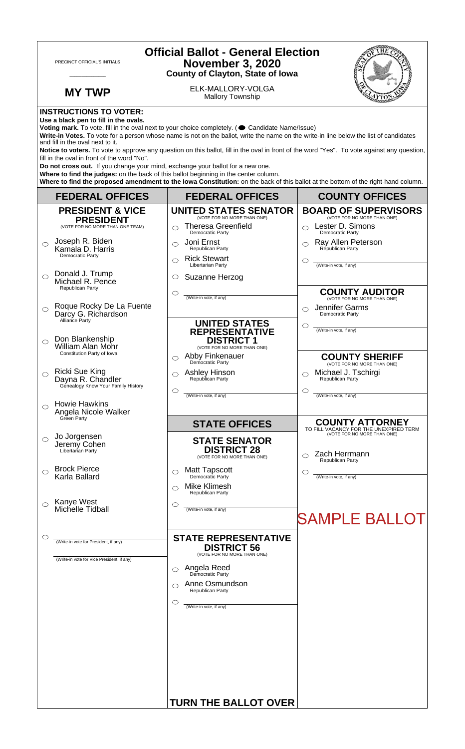PRECINCT OFFICIAL'S INITIALS

___________

# Official Ballot - General Election
## November 3, 2020
### County of Clayton, State of Iowa

**MY TWP**

ELK-MALLORY-VOLGA
Mallory Township

**INSTRUCTIONS TO VOTER:**

**Use a black pen to fill in the ovals.**

**Voting mark.** To vote, fill in the oval next to your choice completely. (● Candidate Name/Issue)

**Write-in Votes.** To vote for a person whose name is not on the ballot, write the name on the write-in line below the list of candidates and fill in the oval next to it.

**Notice to voters.** To vote to approve any question on this ballot, fill in the oval in front of the word "Yes". To vote against any question, fill in the oval in front of the word "No".

**Do not cross out.** If you change your mind, exchange your ballot for a new one.

**Where to find the judges:** on the back of this ballot beginning in the center column.

**Where to find the proposed amendment to the Iowa Constitution:** on the back of this ballot at the bottom of the right-hand column.

## FEDERAL OFFICES

### PRESIDENT & VICE PRESIDENT
(VOTE FOR NO MORE THAN ONE TEAM)

- ○ Joseph R. Biden / Kamala D. Harris — Democratic Party
- ○ Donald J. Trump / Michael R. Pence — Republican Party
- ○ Roque Rocky De La Fuente / Darcy G. Richardson — Alliance Party
- ○ Don Blankenship / William Alan Mohr — Constitution Party of Iowa
- ○ Ricki Sue King / Dayna R. Chandler — Genealogy Know Your Family History
- ○ Howie Hawkins / Angela Nicole Walker — Green Party
- ○ Jo Jorgensen / Jeremy Cohen — Libertarian Party
- ○ Brock Pierce / Karla Ballard
- ○ Kanye West / Michelle Tidball
- ○ ____________ (Write-in vote for President, if any)
  ____________ (Write-in vote for Vice President, if any)

## FEDERAL OFFICES

### UNITED STATES SENATOR
(VOTE FOR NO MORE THAN ONE)

- ○ Theresa Greenfield — Democratic Party
- ○ Joni Ernst — Republican Party
- ○ Rick Stewart — Libertarian Party
- ○ Suzanne Herzog
- ○ ____________ (Write-in vote, if any)

### UNITED STATES REPRESENTATIVE DISTRICT 1
(VOTE FOR NO MORE THAN ONE)

- ○ Abby Finkenauer — Democratic Party
- ○ Ashley Hinson — Republican Party
- ○ ____________ (Write-in vote, if any)

## STATE OFFICES

### STATE SENATOR DISTRICT 28
(VOTE FOR NO MORE THAN ONE)

- ○ Matt Tapscott — Democratic Party
- ○ Mike Klimesh — Republican Party
- ○ ____________ (Write-in vote, if any)

### STATE REPRESENTATIVE DISTRICT 56
(VOTE FOR NO MORE THAN ONE)

- ○ Angela Reed — Democratic Party
- ○ Anne Osmundson — Republican Party
- ○ ____________ (Write-in vote, if any)

**TURN THE BALLOT OVER**

## COUNTY OFFICES

### BOARD OF SUPERVISORS
(VOTE FOR NO MORE THAN ONE)

- ○ Lester D. Simons — Democratic Party
- ○ Ray Allen Peterson — Republican Party
- ○ ____________ (Write-in vote, if any)

### COUNTY AUDITOR
(VOTE FOR NO MORE THAN ONE)

- ○ Jennifer Garms — Democratic Party
- ○ ____________ (Write-in vote, if any)

### COUNTY SHERIFF
(VOTE FOR NO MORE THAN ONE)

- ○ Michael J. Tschirgi — Republican Party
- ○ ____________ (Write-in vote, if any)

### COUNTY ATTORNEY
TO FILL VACANCY FOR THE UNEXPIRED TERM
(VOTE FOR NO MORE THAN ONE)

- ○ Zach Herrmann — Republican Party
- ○ ____________ (Write-in vote, if any)

SAMPLE BALLOT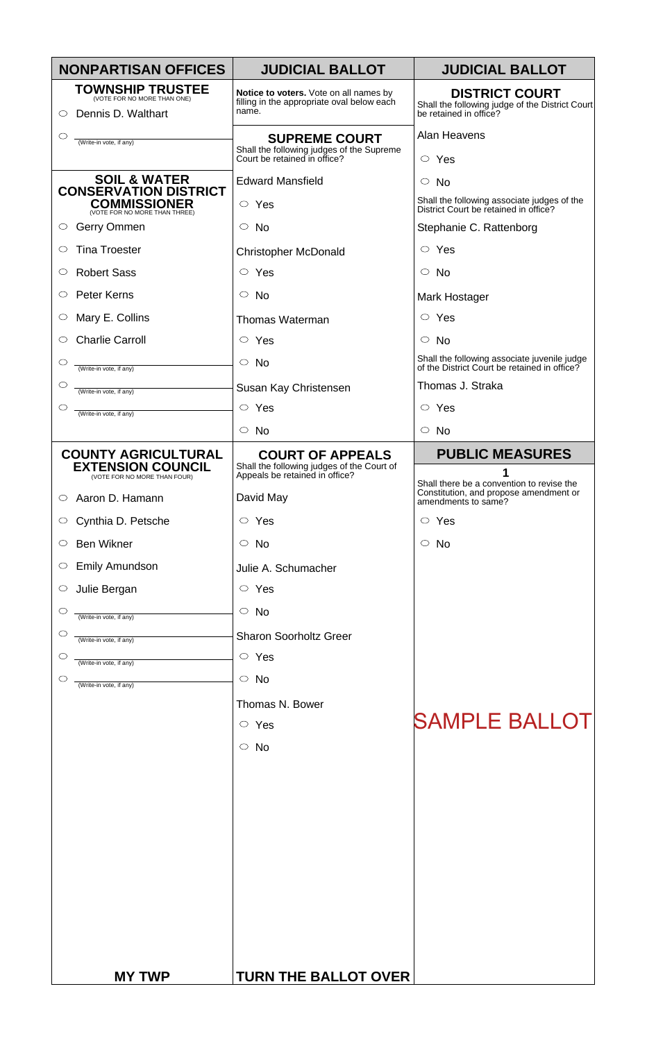## NONPARTISAN OFFICES

### TOWNSHIP TRUSTEE
(VOTE FOR NO MORE THAN ONE)

- ○ Dennis D. Walthart
- ○ ________ (Write-in vote, if any)

### SOIL & WATER CONSERVATION DISTRICT COMMISSIONER
(VOTE FOR NO MORE THAN THREE)

- ○ Gerry Ommen
- ○ Tina Troester
- ○ Robert Sass
- ○ Peter Kerns
- ○ Mary E. Collins
- ○ Charlie Carroll
- ○ ________ (Write-in vote, if any)
- ○ ________ (Write-in vote, if any)
- ○ ________ (Write-in vote, if any)

### COUNTY AGRICULTURAL EXTENSION COUNCIL
(VOTE FOR NO MORE THAN FOUR)

- ○ Aaron D. Hamann
- ○ Cynthia D. Petsche
- ○ Ben Wikner
- ○ Emily Amundson
- ○ Julie Bergan
- ○ ________ (Write-in vote, if any)
- ○ ________ (Write-in vote, if any)
- ○ ________ (Write-in vote, if any)
- ○ ________ (Write-in vote, if any)

**MY TWP**

## JUDICIAL BALLOT

**Notice to voters.** Vote on all names by filling in the appropriate oval below each name.

### SUPREME COURT
Shall the following judges of the Supreme Court be retained in office?

Edward Mansfield
- ○ Yes
- ○ No

Christopher McDonald
- ○ Yes
- ○ No

Thomas Waterman
- ○ Yes
- ○ No

Susan Kay Christensen
- ○ Yes
- ○ No

### COURT OF APPEALS
Shall the following judges of the Court of Appeals be retained in office?

David May
- ○ Yes
- ○ No

Julie A. Schumacher
- ○ Yes
- ○ No

Sharon Soorholtz Greer
- ○ Yes
- ○ No

Thomas N. Bower
- ○ Yes
- ○ No

**TURN THE BALLOT OVER**

## JUDICIAL BALLOT

### DISTRICT COURT
Shall the following judge of the District Court be retained in office?

Alan Heavens
- ○ Yes
- ○ No

Shall the following associate judges of the District Court be retained in office?

Stephanie C. Rattenborg
- ○ Yes
- ○ No

Mark Hostager
- ○ Yes
- ○ No

Shall the following associate juvenile judge of the District Court be retained in office?

Thomas J. Straka
- ○ Yes
- ○ No

## PUBLIC MEASURES

### 1
Shall there be a convention to revise the Constitution, and propose amendment or amendments to same?

- ○ Yes
- ○ No

SAMPLE BALLOT